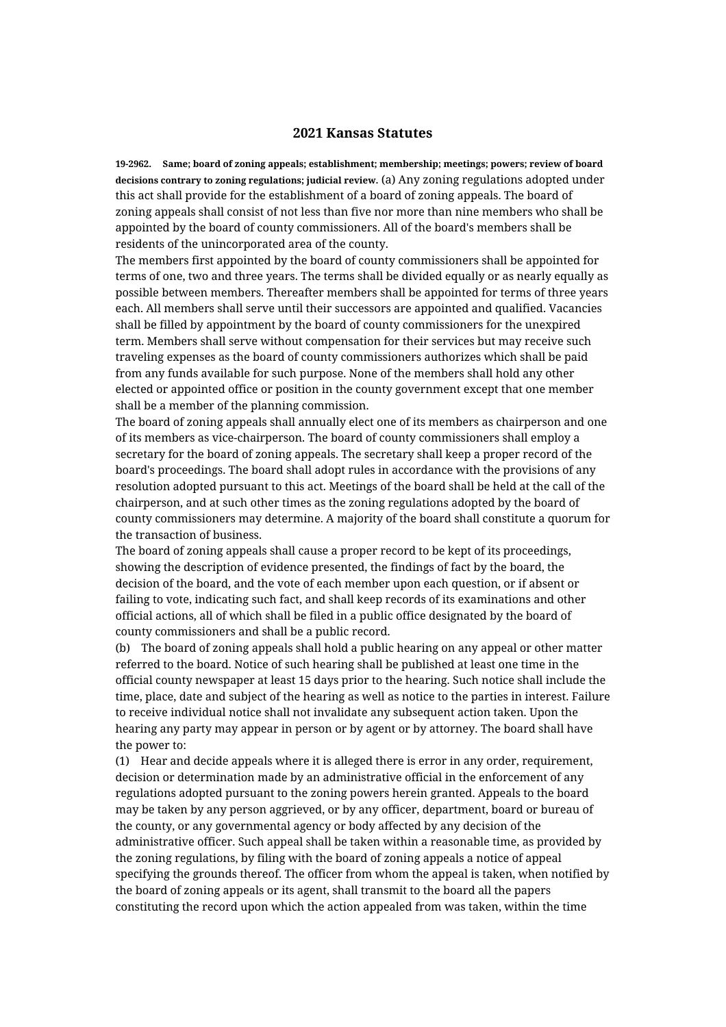# 2021 Kansas Statutes

**19-2962. Same; board of zoning appeals; establishment; membership; meetings; powers; review of board decisions contrary to zoning regulations; judicial review.** (a) Any zoning regulations adopted under this act shall provide for the establishment of a board of zoning appeals. The board of zoning appeals shall consist of not less than five nor more than nine members who shall be appointed by the board of county commissioners. All of the board's members shall be residents of the unincorporated area of the county.

The members first appointed by the board of county commissioners shall be appointed for terms of one, two and three years. The terms shall be divided equally or as nearly equally as possible between members. Thereafter members shall be appointed for terms of three years each. All members shall serve until their successors are appointed and qualified. Vacancies shall be filled by appointment by the board of county commissioners for the unexpired term. Members shall serve without compensation for their services but may receive such traveling expenses as the board of county commissioners authorizes which shall be paid from any funds available for such purpose. None of the members shall hold any other elected or appointed office or position in the county government except that one member shall be a member of the planning commission.

The board of zoning appeals shall annually elect one of its members as chairperson and one of its members as vice-chairperson. The board of county commissioners shall employ a secretary for the board of zoning appeals. The secretary shall keep a proper record of the board's proceedings. The board shall adopt rules in accordance with the provisions of any resolution adopted pursuant to this act. Meetings of the board shall be held at the call of the chairperson, and at such other times as the zoning regulations adopted by the board of county commissioners may determine. A majority of the board shall constitute a quorum for the transaction of business.

The board of zoning appeals shall cause a proper record to be kept of its proceedings, showing the description of evidence presented, the findings of fact by the board, the decision of the board, and the vote of each member upon each question, or if absent or failing to vote, indicating such fact, and shall keep records of its examinations and other official actions, all of which shall be filed in a public office designated by the board of county commissioners and shall be a public record.

(b) The board of zoning appeals shall hold a public hearing on any appeal or other matter referred to the board. Notice of such hearing shall be published at least one time in the official county newspaper at least 15 days prior to the hearing. Such notice shall include the time, place, date and subject of the hearing as well as notice to the parties in interest. Failure to receive individual notice shall not invalidate any subsequent action taken. Upon the hearing any party may appear in person or by agent or by attorney. The board shall have the power to:

(1) Hear and decide appeals where it is alleged there is error in any order, requirement, decision or determination made by an administrative official in the enforcement of any regulations adopted pursuant to the zoning powers herein granted. Appeals to the board may be taken by any person aggrieved, or by any officer, department, board or bureau of the county, or any governmental agency or body affected by any decision of the administrative officer. Such appeal shall be taken within a reasonable time, as provided by the zoning regulations, by filing with the board of zoning appeals a notice of appeal specifying the grounds thereof. The officer from whom the appeal is taken, when notified by the board of zoning appeals or its agent, shall transmit to the board all the papers constituting the record upon which the action appealed from was taken, within the time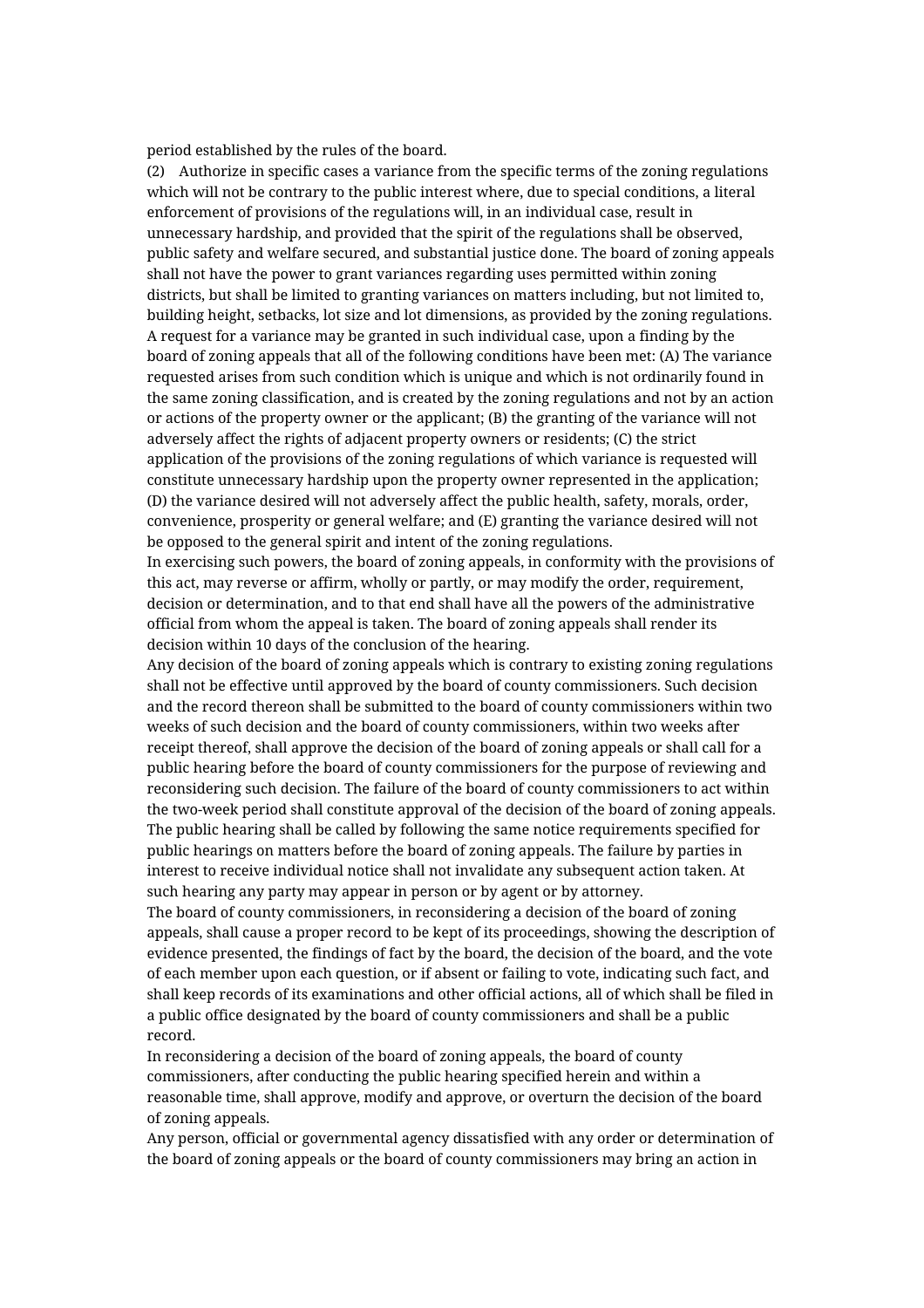period established by the rules of the board.

(2) Authorize in specific cases a variance from the specific terms of the zoning regulations which will not be contrary to the public interest where, due to special conditions, a literal enforcement of provisions of the regulations will, in an individual case, result in unnecessary hardship, and provided that the spirit of the regulations shall be observed, public safety and welfare secured, and substantial justice done. The board of zoning appeals shall not have the power to grant variances regarding uses permitted within zoning districts, but shall be limited to granting variances on matters including, but not limited to, building height, setbacks, lot size and lot dimensions, as provided by the zoning regulations. A request for a variance may be granted in such individual case, upon a finding by the board of zoning appeals that all of the following conditions have been met: (A) The variance requested arises from such condition which is unique and which is not ordinarily found in the same zoning classification, and is created by the zoning regulations and not by an action or actions of the property owner or the applicant; (B) the granting of the variance will not adversely affect the rights of adjacent property owners or residents; (C) the strict application of the provisions of the zoning regulations of which variance is requested will constitute unnecessary hardship upon the property owner represented in the application; (D) the variance desired will not adversely affect the public health, safety, morals, order, convenience, prosperity or general welfare; and (E) granting the variance desired will not be opposed to the general spirit and intent of the zoning regulations.

In exercising such powers, the board of zoning appeals, in conformity with the provisions of this act, may reverse or affirm, wholly or partly, or may modify the order, requirement, decision or determination, and to that end shall have all the powers of the administrative official from whom the appeal is taken. The board of zoning appeals shall render its decision within 10 days of the conclusion of the hearing.

Any decision of the board of zoning appeals which is contrary to existing zoning regulations shall not be effective until approved by the board of county commissioners. Such decision and the record thereon shall be submitted to the board of county commissioners within two weeks of such decision and the board of county commissioners, within two weeks after receipt thereof, shall approve the decision of the board of zoning appeals or shall call for a public hearing before the board of county commissioners for the purpose of reviewing and reconsidering such decision. The failure of the board of county commissioners to act within the two-week period shall constitute approval of the decision of the board of zoning appeals. The public hearing shall be called by following the same notice requirements specified for public hearings on matters before the board of zoning appeals. The failure by parties in interest to receive individual notice shall not invalidate any subsequent action taken. At such hearing any party may appear in person or by agent or by attorney.

The board of county commissioners, in reconsidering a decision of the board of zoning appeals, shall cause a proper record to be kept of its proceedings, showing the description of evidence presented, the findings of fact by the board, the decision of the board, and the vote of each member upon each question, or if absent or failing to vote, indicating such fact, and shall keep records of its examinations and other official actions, all of which shall be filed in a public office designated by the board of county commissioners and shall be a public record.

In reconsidering a decision of the board of zoning appeals, the board of county commissioners, after conducting the public hearing specified herein and within a reasonable time, shall approve, modify and approve, or overturn the decision of the board of zoning appeals.

Any person, official or governmental agency dissatisfied with any order or determination of the board of zoning appeals or the board of county commissioners may bring an action in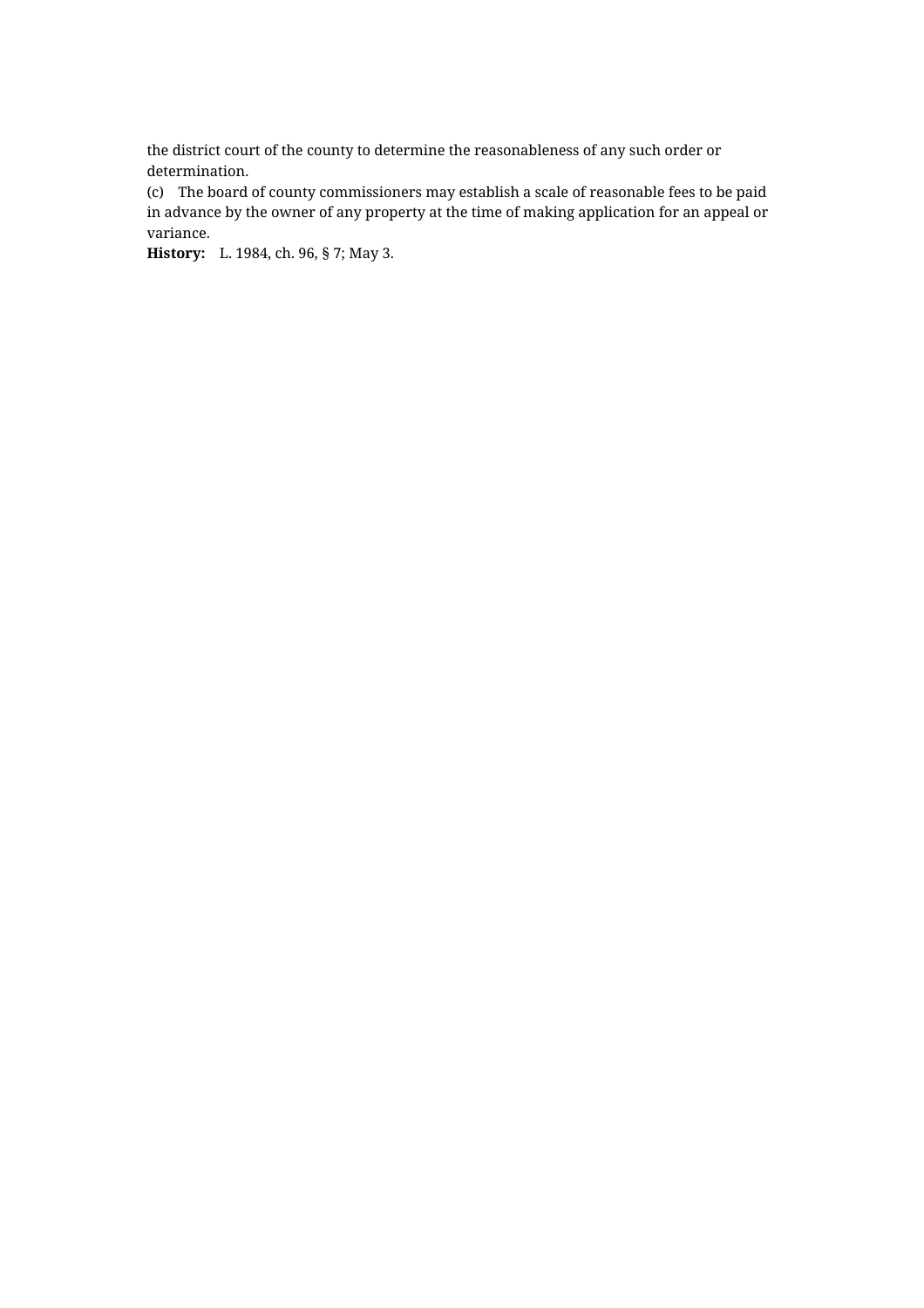the district court of the county to determine the reasonableness of any such order or determination.

(c) The board of county commissioners may establish a scale of reasonable fees to be paid in advance by the owner of any property at the time of making application for an appeal or variance.

**History:** L. 1984, ch. 96, § 7; May 3.